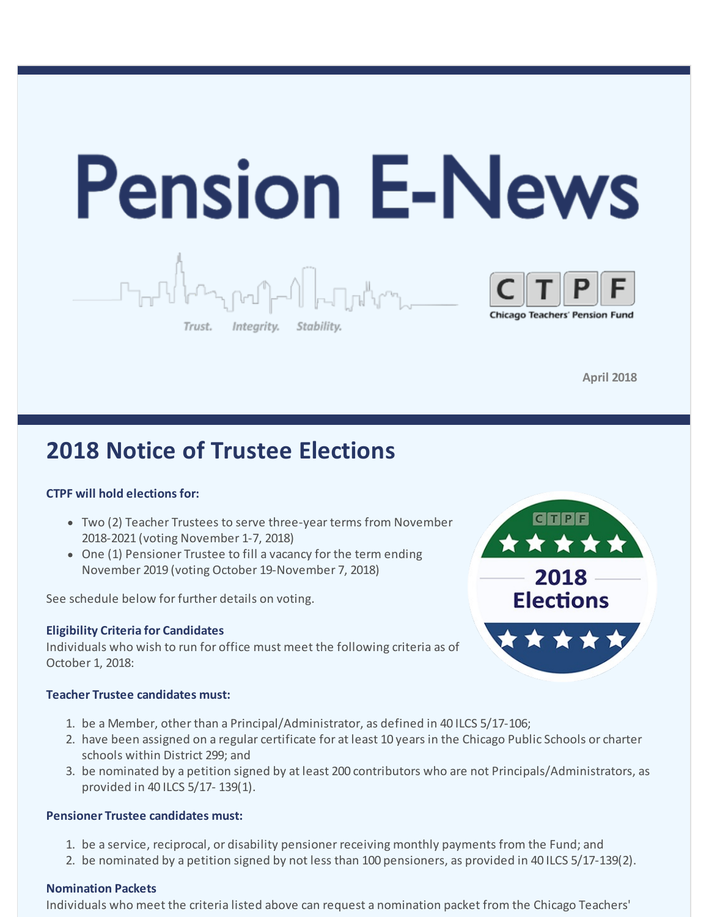# Pension E-News

Trust. Integrity. Stability.

CTPF Chicago Teachers' Pension Fund

April 2018

## 2018 Notice of Trustee Elections

**CTPF will hold elections for:**

- Two (2) Teacher Trustees to serve three-year terms from November 2018-2021 (voting November 1-7, 2018)
- One (1) Pensioner Trustee to fill a vacancy for the term ending November 2019 (voting October 19-November 7, 2018)

See schedule below for further details on voting.

2018 Elections

**Eligibility Criteria for Candidates**
Individuals who wish to run for office must meet the following criteria as of October 1, 2018:

**Teacher Trustee candidates must:**

1. be a Member, other than a Principal/Administrator, as defined in 40 ILCS 5/17-106;
2. have been assigned on a regular certificate for at least 10 years in the Chicago Public Schools or charter schools within District 299; and
3. be nominated by a petition signed by at least 200 contributors who are not Principals/Administrators, as provided in 40 ILCS 5/17- 139(1).

**Pensioner Trustee candidates must:**

1. be a service, reciprocal, or disability pensioner receiving monthly payments from the Fund; and
2. be nominated by a petition signed by not less than 100 pensioners, as provided in 40 ILCS 5/17-139(2).

**Nomination Packets**
Individuals who meet the criteria listed above can request a nomination packet from the Chicago Teachers'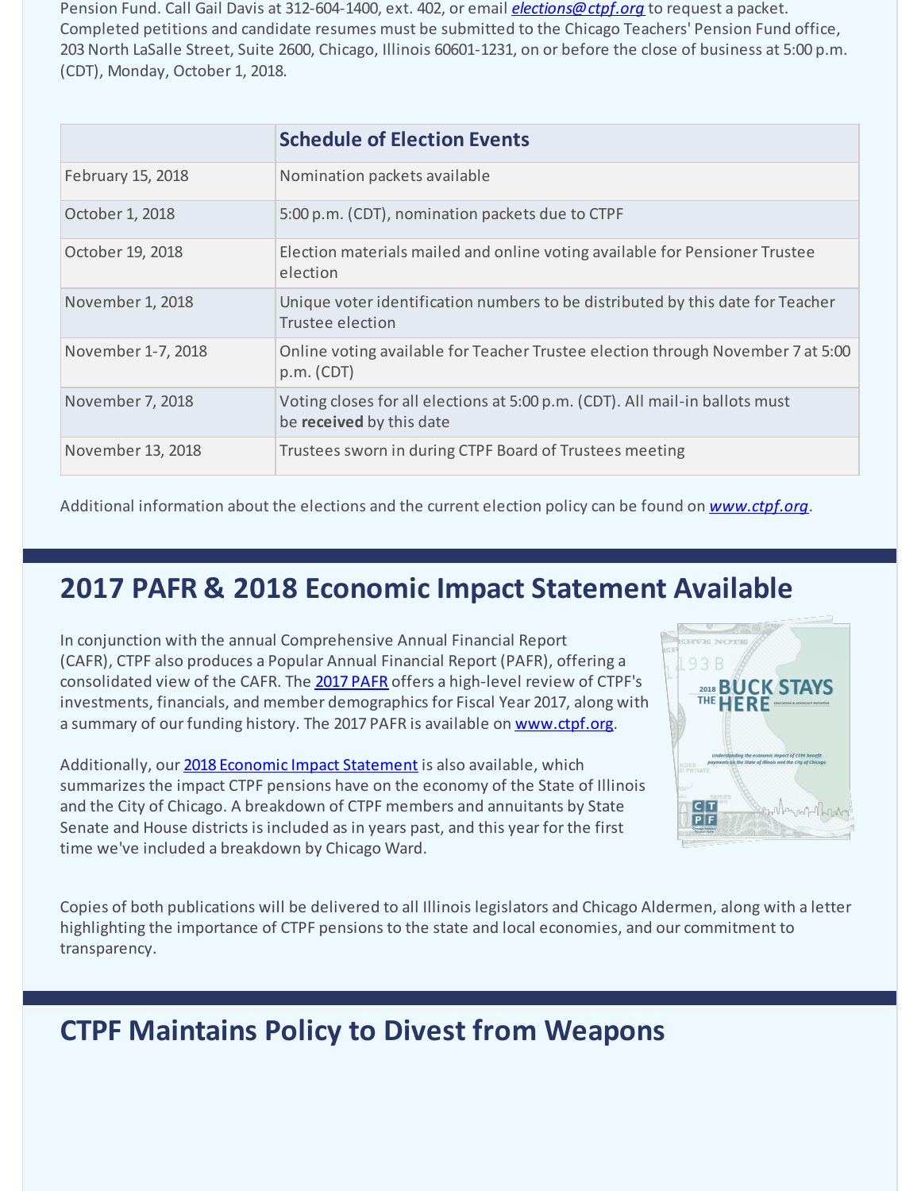Pension Fund. Call Gail Davis at 312-604-1400, ext. 402, or email *elections@ctpf.org* to request a packet. Completed petitions and candidate resumes must be submitted to the Chicago Teachers' Pension Fund office, 203 North LaSalle Street, Suite 2600, Chicago, Illinois 60601-1231, on or before the close of business at 5:00 p.m. (CDT), Monday, October 1, 2018.

| | **Schedule of Election Events** |
|---|---|
| February 15, 2018 | Nomination packets available |
| October 1, 2018 | 5:00 p.m. (CDT), nomination packets due to CTPF |
| October 19, 2018 | Election materials mailed and online voting available for Pensioner Trustee election |
| November 1, 2018 | Unique voter identification numbers to be distributed by this date for Teacher Trustee election |
| November 1-7, 2018 | Online voting available for Teacher Trustee election through November 7 at 5:00 p.m. (CDT) |
| November 7, 2018 | Voting closes for all elections at 5:00 p.m. (CDT). All mail-in ballots must be **received** by this date |
| November 13, 2018 | Trustees sworn in during CTPF Board of Trustees meeting |

Additional information about the elections and the current election policy can be found on *www.ctpf.org*.

## 2017 PAFR & 2018 Economic Impact Statement Available

In conjunction with the annual Comprehensive Annual Financial Report (CAFR), CTPF also produces a Popular Annual Financial Report (PAFR), offering a consolidated view of the CAFR. The 2017 PAFR offers a high-level review of CTPF's investments, financials, and member demographics for Fiscal Year 2017, along with a summary of our funding history. The 2017 PAFR is available on www.ctpf.org.

Additionally, our 2018 Economic Impact Statement is also available, which summarizes the impact CTPF pensions have on the economy of the State of Illinois and the City of Chicago. A breakdown of CTPF members and annuitants by State Senate and House districts is included as in years past, and this year for the first time we've included a breakdown by Chicago Ward.

Copies of both publications will be delivered to all Illinois legislators and Chicago Aldermen, along with a letter highlighting the importance of CTPF pensions to the state and local economies, and our commitment to transparency.

## CTPF Maintains Policy to Divest from Weapons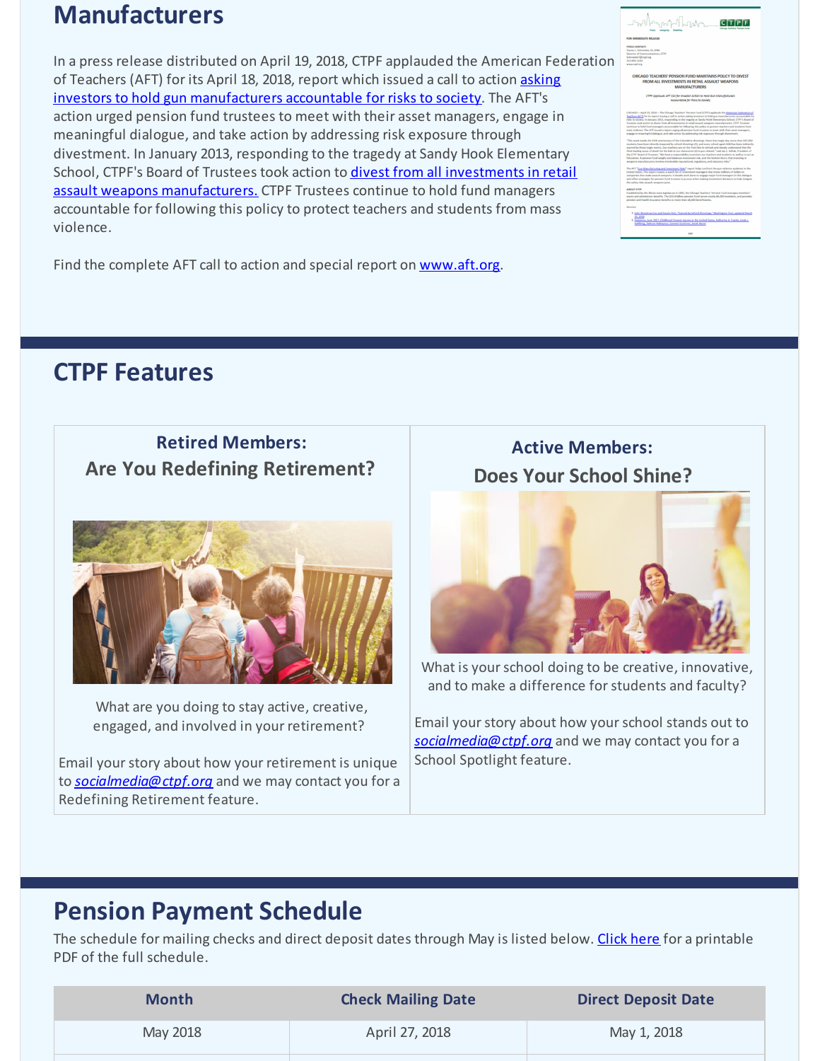## Manufacturers

In a press release distributed on April 19, 2018, CTPF applauded the American Federation of Teachers (AFT) for its April 18, 2018, report which issued a call to action asking investors to hold gun manufacturers accountable for risks to society. The AFT's action urged pension fund trustees to meet with their asset managers, engage in meaningful dialogue, and take action by addressing risk exposure through divestment. In January 2013, responding to the tragedy at Sandy Hook Elementary School, CTPF's Board of Trustees took action to divest from all investments in retail assault weapons manufacturers. CTPF Trustees continue to hold fund managers accountable for following this policy to protect teachers and students from mass violence.

Find the complete AFT call to action and special report on www.aft.org.

## CTPF Features

### Retired Members: Are You Redefining Retirement?

What are you doing to stay active, creative, engaged, and involved in your retirement?

Email your story about how your retirement is unique to *socialmedia@ctpf.org* and we may contact you for a Redefining Retirement feature.

### Active Members: Does Your School Shine?

What is your school doing to be creative, innovative, and to make a difference for students and faculty?

Email your story about how your school stands out to *socialmedia@ctpf.org* and we may contact you for a School Spotlight feature.

## Pension Payment Schedule

The schedule for mailing checks and direct deposit dates through May is listed below. Click here for a printable PDF of the full schedule.

| Month | Check Mailing Date | Direct Deposit Date |
| --- | --- | --- |
| May 2018 | April 27, 2018 | May 1, 2018 |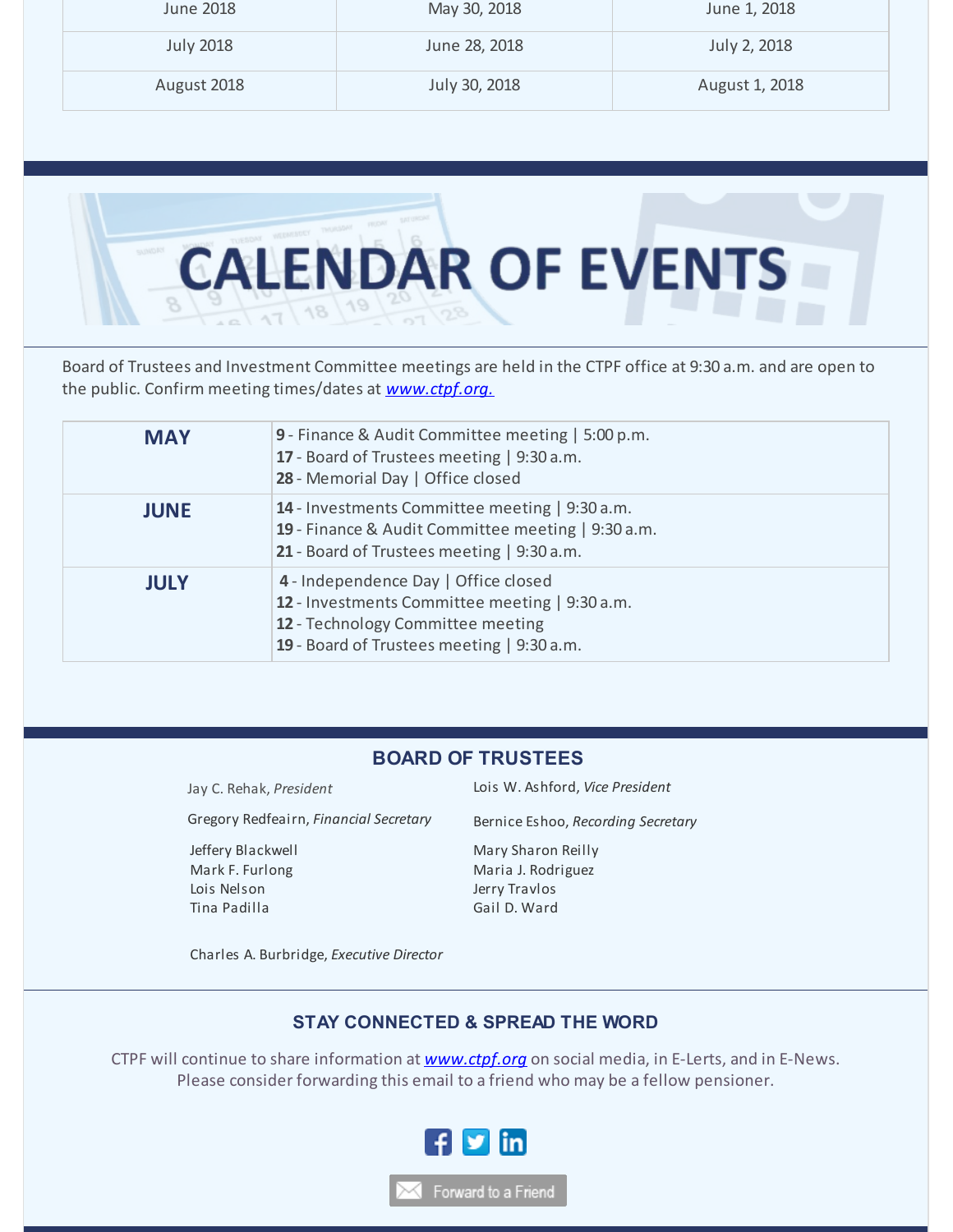| June 2018 | May 30, 2018 | June 1, 2018 |
|---|---|---|
| July 2018 | June 28, 2018 | July 2, 2018 |
| August 2018 | July 30, 2018 | August 1, 2018 |

# CALENDAR OF EVENTS

Board of Trustees and Investment Committee meetings are held in the CTPF office at 9:30 a.m. and are open to the public. Confirm meeting times/dates at *www.ctpf.org.*

| | |
|---|---|
| **MAY** | **9** - Finance & Audit Committee meeting \| 5:00 p.m.<br>**17** - Board of Trustees meeting \| 9:30 a.m.<br>**28** - Memorial Day \| Office closed |
| **JUNE** | **14** - Investments Committee meeting \| 9:30 a.m.<br>**19** - Finance & Audit Committee meeting \| 9:30 a.m.<br>**21** - Board of Trustees meeting \| 9:30 a.m. |
| **JULY** | **4** - Independence Day \| Office closed<br>**12** - Investments Committee meeting \| 9:30 a.m.<br>**12** - Technology Committee meeting<br>**19** - Board of Trustees meeting \| 9:30 a.m. |

## BOARD OF TRUSTEES

Jay C. Rehak, *President*
Lois W. Ashford, *Vice President*
Gregory Redfeairn, *Financial Secretary*
Bernice Eshoo, *Recording Secretary*

Jeffery Blackwell
Mark F. Furlong
Lois Nelson
Tina Padilla
Mary Sharon Reilly
Maria J. Rodriguez
Jerry Travlos
Gail D. Ward

Charles A. Burbridge, *Executive Director*

## STAY CONNECTED & SPREAD THE WORD

CTPF will continue to share information at *www.ctpf.org* on social media, in E-Lerts, and in E-News. Please consider forwarding this email to a friend who may be a fellow pensioner.

Forward to a Friend